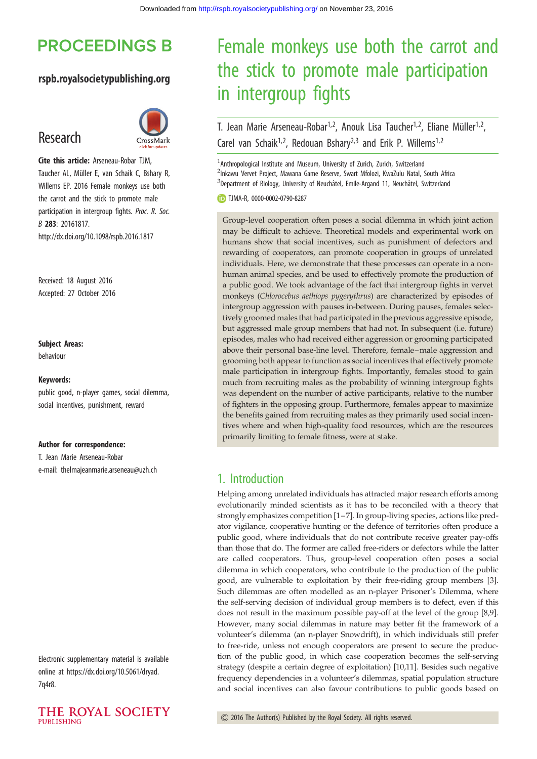# Female monkeys use both the carrot and the stick to promote male participation in intergroup fights

T. Jean Marie Arseneau-Robar[1,2], Anouk Lisa Taucher[1,2], Eliane Müller[1,2], Carel van Schaik[1,2], Redouan Bshary[2,3] and Erik P. Willems[1,2]

[1]Anthropological Institute and Museum, University of Zurich, Zurich, Switzerland
[2]Inkawu Vervet Project, Mawana Game Reserve, Swart Mfolozi, KwaZulu Natal, South Africa
[3]Department of Biology, University of Neuchâtel, Emile-Argand 11, Neuchâtel, Switzerland

TJMA-R, 0000-0002-0790-8287

PROCEEDINGS B

rspb.royalsocietypublishing.org

Research

**Cite this article:** Arseneau-Robar TJM, Taucher AL, Müller E, van Schaik C, Bshary R, Willems EP. 2016 Female monkeys use both the carrot and the stick to promote male participation in intergroup fights. *Proc. R. Soc. B* **283**: 20161817.
http://dx.doi.org/10.1098/rspb.2016.1817

Received: 18 August 2016
Accepted: 27 October 2016

**Subject Areas:**
behaviour

**Keywords:**
public good, n-player games, social dilemma, social incentives, punishment, reward

**Author for correspondence:**
T. Jean Marie Arseneau-Robar
e-mail: thelmajeanmarie.arseneau@uzh.ch

Electronic supplementary material is available online at https://dx.doi.org/10.5061/dryad.7q4r8.

Group-level cooperation often poses a social dilemma in which joint action may be difficult to achieve. Theoretical models and experimental work on humans show that social incentives, such as punishment of defectors and rewarding of cooperators, can promote cooperation in groups of unrelated individuals. Here, we demonstrate that these processes can operate in a non-human animal species, and be used to effectively promote the production of a public good. We took advantage of the fact that intergroup fights in vervet monkeys (*Chlorocebus aethiops pygerythrus*) are characterized by episodes of intergroup aggression with pauses in-between. During pauses, females selectively groomed males that had participated in the previous aggressive episode, but aggressed male group members that had not. In subsequent (i.e. future) episodes, males who had received either aggression or grooming participated above their personal base-line level. Therefore, female–male aggression and grooming both appear to function as social incentives that effectively promote male participation in intergroup fights. Importantly, females stood to gain much from recruiting males as the probability of winning intergroup fights was dependent on the number of active participants, relative to the number of fighters in the opposing group. Furthermore, females appear to maximize the benefits gained from recruiting males as they primarily used social incentives where and when high-quality food resources, which are the resources primarily limiting to female fitness, were at stake.

## 1. Introduction

Helping among unrelated individuals has attracted major research efforts among evolutionarily minded scientists as it has to be reconciled with a theory that strongly emphasizes competition [1–7]. In group-living species, actions like predator vigilance, cooperative hunting or the defence of territories often produce a public good, where individuals that do not contribute receive greater pay-offs than those that do. The former are called free-riders or defectors while the latter are called cooperators. Thus, group-level cooperation often poses a social dilemma in which cooperators, who contribute to the production of the public good, are vulnerable to exploitation by their free-riding group members [3]. Such dilemmas are often modelled as an n-player Prisoner's Dilemma, where the self-serving decision of individual group members is to defect, even if this does not result in the maximum possible pay-off at the level of the group [8,9]. However, many social dilemmas in nature may better fit the framework of a volunteer's dilemma (an n-player Snowdrift), in which individuals still prefer to free-ride, unless not enough cooperators are present to secure the production of the public good, in which case cooperation becomes the self-serving strategy (despite a certain degree of exploitation) [10,11]. Besides such negative frequency dependencies in a volunteer's dilemmas, spatial population structure and social incentives can also favour contributions to public goods based on

© 2016 The Author(s) Published by the Royal Society. All rights reserved.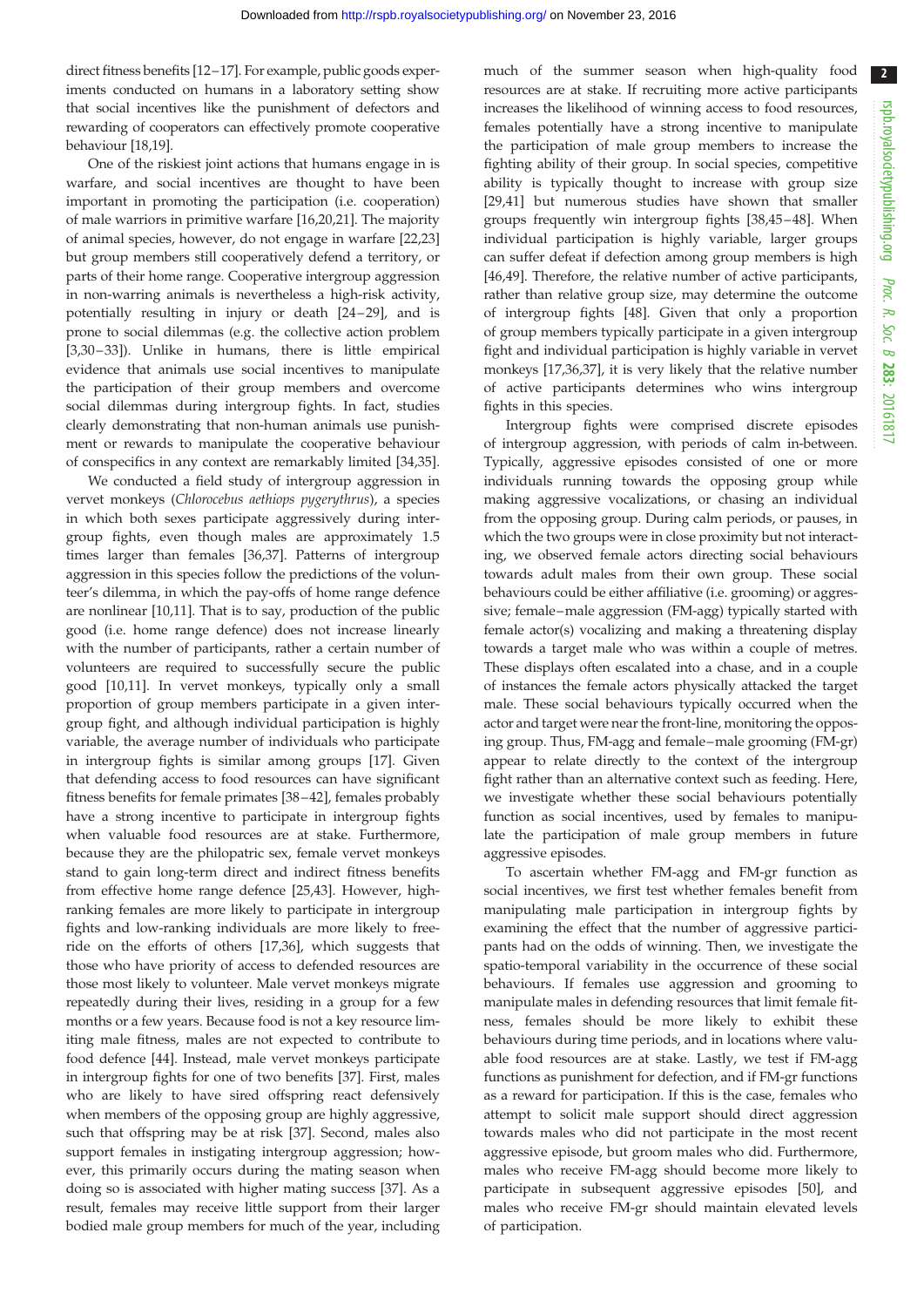direct fitness benefits [12–17]. For example, public goods experiments conducted on humans in a laboratory setting show that social incentives like the punishment of defectors and rewarding of cooperators can effectively promote cooperative behaviour [18,19].

One of the riskiest joint actions that humans engage in is warfare, and social incentives are thought to have been important in promoting the participation (i.e. cooperation) of male warriors in primitive warfare [16,20,21]. The majority of animal species, however, do not engage in warfare [22,23] but group members still cooperatively defend a territory, or parts of their home range. Cooperative intergroup aggression in non-warring animals is nevertheless a high-risk activity, potentially resulting in injury or death [24–29], and is prone to social dilemmas (e.g. the collective action problem [3,30–33]). Unlike in humans, there is little empirical evidence that animals use social incentives to manipulate the participation of their group members and overcome social dilemmas during intergroup fights. In fact, studies clearly demonstrating that non-human animals use punishment or rewards to manipulate the cooperative behaviour of conspecifics in any context are remarkably limited [34,35].

We conducted a field study of intergroup aggression in vervet monkeys (*Chlorocebus aethiops pygerythrus*), a species in which both sexes participate aggressively during intergroup fights, even though males are approximately 1.5 times larger than females [36,37]. Patterns of intergroup aggression in this species follow the predictions of the volunteer's dilemma, in which the pay-offs of home range defence are nonlinear [10,11]. That is to say, production of the public good (i.e. home range defence) does not increase linearly with the number of participants, rather a certain number of volunteers are required to successfully secure the public good [10,11]. In vervet monkeys, typically only a small proportion of group members participate in a given intergroup fight, and although individual participation is highly variable, the average number of individuals who participate in intergroup fights is similar among groups [17]. Given that defending access to food resources can have significant fitness benefits for female primates [38–42], females probably have a strong incentive to participate in intergroup fights when valuable food resources are at stake. Furthermore, because they are the philopatric sex, female vervet monkeys stand to gain long-term direct and indirect fitness benefits from effective home range defence [25,43]. However, high-ranking females are more likely to participate in intergroup fights and low-ranking individuals are more likely to free-ride on the efforts of others [17,36], which suggests that those who have priority of access to defended resources are those most likely to volunteer. Male vervet monkeys migrate repeatedly during their lives, residing in a group for a few months or a few years. Because food is not a key resource limiting male fitness, males are not expected to contribute to food defence [44]. Instead, male vervet monkeys participate in intergroup fights for one of two benefits [37]. First, males who are likely to have sired offspring react defensively when members of the opposing group are highly aggressive, such that offspring may be at risk [37]. Second, males also support females in instigating intergroup aggression; however, this primarily occurs during the mating season when doing so is associated with higher mating success [37]. As a result, females may receive little support from their larger bodied male group members for much of the year, including much of the summer season when high-quality food resources are at stake. If recruiting more active participants increases the likelihood of winning access to food resources, females potentially have a strong incentive to manipulate the participation of male group members to increase the fighting ability of their group. In social species, competitive ability is typically thought to increase with group size [29,41] but numerous studies have shown that smaller groups frequently win intergroup fights [38,45–48]. When individual participation is highly variable, larger groups can suffer defeat if defection among group members is high [46,49]. Therefore, the relative number of active participants, rather than relative group size, may determine the outcome of intergroup fights [48]. Given that only a proportion of group members typically participate in a given intergroup fight and individual participation is highly variable in vervet monkeys [17,36,37], it is very likely that the relative number of active participants determines who wins intergroup fights in this species.

Intergroup fights were comprised discrete episodes of intergroup aggression, with periods of calm in-between. Typically, aggressive episodes consisted of one or more individuals running towards the opposing group while making aggressive vocalizations, or chasing an individual from the opposing group. During calm periods, or pauses, in which the two groups were in close proximity but not interacting, we observed female actors directing social behaviours towards adult males from their own group. These social behaviours could be either affiliative (i.e. grooming) or aggressive; female–male aggression (FM-agg) typically started with female actor(s) vocalizing and making a threatening display towards a target male who was within a couple of metres. These displays often escalated into a chase, and in a couple of instances the female actors physically attacked the target male. These social behaviours typically occurred when the actor and target were near the front-line, monitoring the opposing group. Thus, FM-agg and female–male grooming (FM-gr) appear to relate directly to the context of the intergroup fight rather than an alternative context such as feeding. Here, we investigate whether these social behaviours potentially function as social incentives, used by females to manipulate the participation of male group members in future aggressive episodes.

To ascertain whether FM-agg and FM-gr function as social incentives, we first test whether females benefit from manipulating male participation in intergroup fights by examining the effect that the number of aggressive participants had on the odds of winning. Then, we investigate the spatio-temporal variability in the occurrence of these social behaviours. If females use aggression and grooming to manipulate males in defending resources that limit female fitness, females should be more likely to exhibit these behaviours during time periods, and in locations where valuable food resources are at stake. Lastly, we test if FM-agg functions as punishment for defection, and if FM-gr functions as a reward for participation. If this is the case, females who attempt to solicit male support should direct aggression towards males who did not participate in the most recent aggressive episode, but groom males who did. Furthermore, males who receive FM-agg should become more likely to participate in subsequent aggressive episodes [50], and males who receive FM-gr should maintain elevated levels of participation.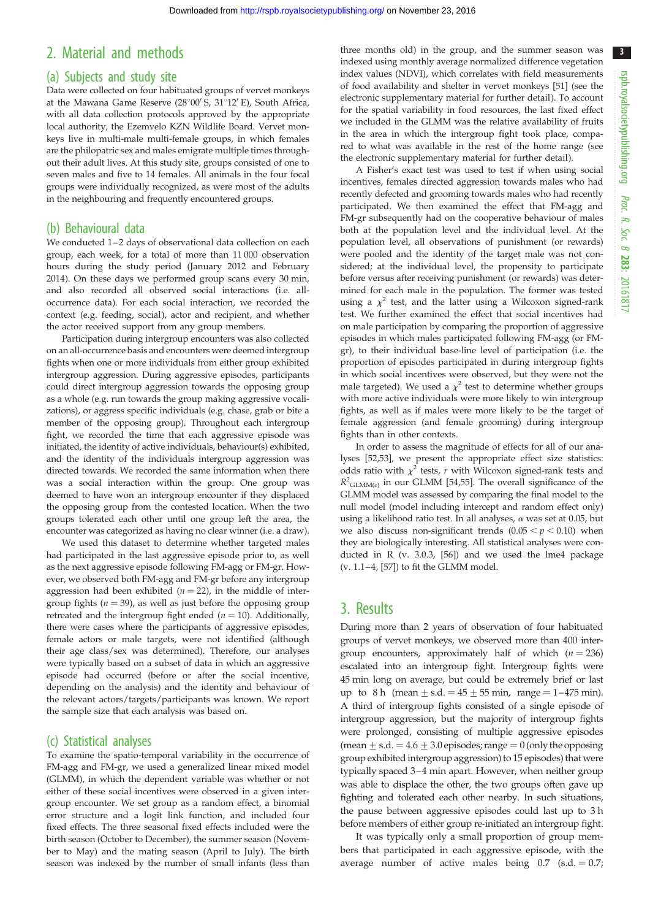## 2. Material and methods

### (a) Subjects and study site

Data were collected on four habituated groups of vervet monkeys at the Mawana Game Reserve (28°00′ S, 31°12′ E), South Africa, with all data collection protocols approved by the appropriate local authority, the Ezemvelo KZN Wildlife Board. Vervet monkeys live in multi-male multi-female groups, in which females are the philopatric sex and males emigrate multiple times throughout their adult lives. At this study site, groups consisted of one to seven males and five to 14 females. All animals in the four focal groups were individually recognized, as were most of the adults in the neighbouring and frequently encountered groups.

### (b) Behavioural data

We conducted 1–2 days of observational data collection on each group, each week, for a total of more than 11 000 observation hours during the study period (January 2012 and February 2014). On these days we performed group scans every 30 min, and also recorded all observed social interactions (i.e. all-occurrence data). For each social interaction, we recorded the context (e.g. feeding, social), actor and recipient, and whether the actor received support from any group members.

Participation during intergroup encounters was also collected on an all-occurrence basis and encounters were deemed intergroup fights when one or more individuals from either group exhibited intergroup aggression. During aggressive episodes, participants could direct intergroup aggression towards the opposing group as a whole (e.g. run towards the group making aggressive vocalizations), or aggress specific individuals (e.g. chase, grab or bite a member of the opposing group). Throughout each intergroup fight, we recorded the time that each aggressive episode was initiated, the identity of active individuals, behaviour(s) exhibited, and the identity of the individuals intergroup aggression was directed towards. We recorded the same information when there was a social interaction within the group. One group was deemed to have won an intergroup encounter if they displaced the opposing group from the contested location. When the two groups tolerated each other until one group left the area, the encounter was categorized as having no clear winner (i.e. a draw).

We used this dataset to determine whether targeted males had participated in the last aggressive episode prior to, as well as the next aggressive episode following FM-agg or FM-gr. However, we observed both FM-agg and FM-gr before any intergroup aggression had been exhibited ($n = 22$), in the middle of intergroup fights ($n = 39$), as well as just before the opposing group retreated and the intergroup fight ended ($n = 10$). Additionally, there were cases where the participants of aggressive episodes, female actors or male targets, were not identified (although their age class/sex was determined). Therefore, our analyses were typically based on a subset of data in which an aggressive episode had occurred (before or after the social incentive, depending on the analysis) and the identity and behaviour of the relevant actors/targets/participants was known. We report the sample size that each analysis was based on.

### (c) Statistical analyses

To examine the spatio-temporal variability in the occurrence of FM-agg and FM-gr, we used a generalized linear mixed model (GLMM), in which the dependent variable was whether or not either of these social incentives were observed in a given intergroup encounter. We set group as a random effect, a binomial error structure and a logit link function, and included four fixed effects. The three seasonal fixed effects included were the birth season (October to December), the summer season (November to May) and the mating season (April to July). The birth season was indexed by the number of small infants (less than three months old) in the group, and the summer season was indexed using monthly average normalized difference vegetation index values (NDVI), which correlates with field measurements of food availability and shelter in vervet monkeys [51] (see the electronic supplementary material for further detail). To account for the spatial variability in food resources, the last fixed effect we included in the GLMM was the relative availability of fruits in the area in which the intergroup fight took place, compared to what was available in the rest of the home range (see the electronic supplementary material for further detail).

A Fisher's exact test was used to test if when using social incentives, females directed aggression towards males who had recently defected and grooming towards males who had recently participated. We then examined the effect that FM-agg and FM-gr subsequently had on the cooperative behaviour of males both at the population level and the individual level. At the population level, all observations of punishment (or rewards) were pooled and the identity of the target male was not considered; at the individual level, the propensity to participate before versus after receiving punishment (or rewards) was determined for each male in the population. The former was tested using a $\chi^2$ test, and the latter using a Wilcoxon signed-rank test. We further examined the effect that social incentives had on male participation by comparing the proportion of aggressive episodes in which males participated following FM-agg (or FM-gr), to their individual base-line level of participation (i.e. the proportion of episodes participated in during intergroup fights in which social incentives were observed, but they were not the male targeted). We used a $\chi^2$ test to determine whether groups with more active individuals were more likely to win intergroup fights, as well as if males were more likely to be the target of female aggression (and female grooming) during intergroup fights than in other contexts.

In order to assess the magnitude of effects for all of our analyses [52,53], we present the appropriate effect size statistics: odds ratio with $\chi^2$ tests, $r$ with Wilcoxon signed-rank tests and $R^2_{\text{GLMM}(c)}$ in our GLMM [54,55]. The overall significance of the GLMM model was assessed by comparing the final model to the null model (model including intercept and random effect only) using a likelihood ratio test. In all analyses, $\alpha$ was set at 0.05, but we also discuss non-significant trends ($0.05 < p < 0.10$) when they are biologically interesting. All statistical analyses were conducted in R (v. 3.0.3, [56]) and we used the lme4 package (v. 1.1–4, [57]) to fit the GLMM model.

## 3. Results

During more than 2 years of observation of four habituated groups of vervet monkeys, we observed more than 400 intergroup encounters, approximately half of which ($n = 236$) escalated into an intergroup fight. Intergroup fights were 45 min long on average, but could be extremely brief or last up to 8 h (mean ± s.d. = 45 ± 55 min, range = 1–475 min). A third of intergroup fights consisted of a single episode of intergroup aggression, but the majority of intergroup fights were prolonged, consisting of multiple aggressive episodes (mean ± s.d. = 4.6 ± 3.0 episodes; range = 0 (only the opposing group exhibited intergroup aggression) to 15 episodes) that were typically spaced 3–4 min apart. However, when neither group was able to displace the other, the two groups often gave up fighting and tolerated each other nearby. In such situations, the pause between aggressive episodes could last up to 3 h before members of either group re-initiated an intergroup fight.

It was typically only a small proportion of group members that participated in each aggressive episode, with the average number of active males being 0.7 (s.d. = 0.7;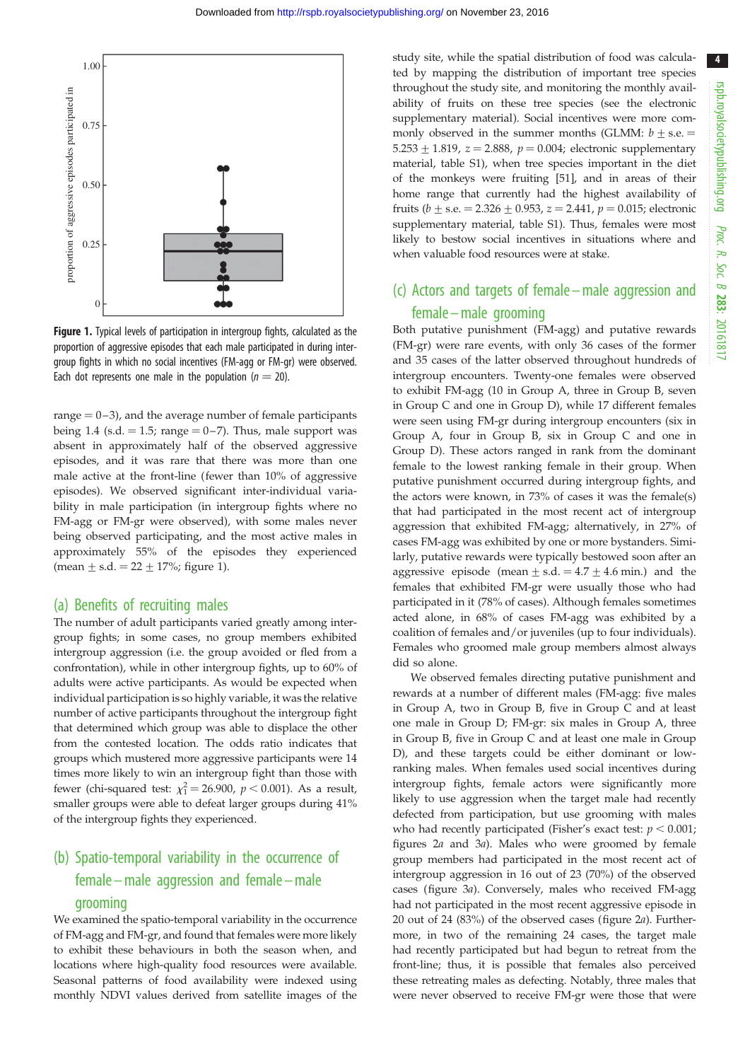Figure 1. Typical levels of participation in intergroup fights, calculated as the proportion of aggressive episodes that each male participated in during intergroup fights in which no social incentives (FM-agg or FM-gr) were observed. Each dot represents one male in the population ($n = 20$).

range = 0–3), and the average number of female participants being 1.4 (s.d. = 1.5; range = 0–7). Thus, male support was absent in approximately half of the observed aggressive episodes, and it was rare that there was more than one male active at the front-line (fewer than 10% of aggressive episodes). We observed significant inter-individual variability in male participation (in intergroup fights where no FM-agg or FM-gr were observed), with some males never being observed participating, and the most active males in approximately 55% of the episodes they experienced (mean ± s.d. = 22 ± 17%; figure 1).

## (a) Benefits of recruiting males

The number of adult participants varied greatly among intergroup fights; in some cases, no group members exhibited intergroup aggression (i.e. the group avoided or fled from a confrontation), while in other intergroup fights, up to 60% of adults were active participants. As would be expected when individual participation is so highly variable, it was the relative number of active participants throughout the intergroup fight that determined which group was able to displace the other from the contested location. The odds ratio indicates that groups which mustered more aggressive participants were 14 times more likely to win an intergroup fight than those with fewer (chi-squared test: $\chi^2_1 = 26.900$, $p < 0.001$). As a result, smaller groups were able to defeat larger groups during 41% of the intergroup fights they experienced.

## (b) Spatio-temporal variability in the occurrence of female–male aggression and female–male grooming

We examined the spatio-temporal variability in the occurrence of FM-agg and FM-gr, and found that females were more likely to exhibit these behaviours in both the season when, and locations where high-quality food resources were available. Seasonal patterns of food availability were indexed using monthly NDVI values derived from satellite images of the study site, while the spatial distribution of food was calculated by mapping the distribution of important tree species throughout the study site, and monitoring the monthly availability of fruits on these tree species (see the electronic supplementary material). Social incentives were more commonly observed in the summer months (GLMM: $b \pm$ s.e. = $5.253 \pm 1.819$, $z = 2.888$, $p = 0.004$; electronic supplementary material, table S1), when tree species important in the diet of the monkeys were fruiting [51], and in areas of their home range that currently had the highest availability of fruits ($b \pm$ s.e. = $2.326 \pm 0.953$, $z = 2.441$, $p = 0.015$; electronic supplementary material, table S1). Thus, females were most likely to bestow social incentives in situations where and when valuable food resources were at stake.

## (c) Actors and targets of female–male aggression and female–male grooming

Both putative punishment (FM-agg) and putative rewards (FM-gr) were rare events, with only 36 cases of the former and 35 cases of the latter observed throughout hundreds of intergroup encounters. Twenty-one females were observed to exhibit FM-agg (10 in Group A, three in Group B, seven in Group C and one in Group D), while 17 different females were seen using FM-gr during intergroup encounters (six in Group A, four in Group B, six in Group C and one in Group D). These actors ranged in rank from the dominant female to the lowest ranking female in their group. When putative punishment occurred during intergroup fights, and the actors were known, in 73% of cases it was the female(s) that had participated in the most recent act of intergroup aggression that exhibited FM-agg; alternatively, in 27% of cases FM-agg was exhibited by one or more bystanders. Similarly, putative rewards were typically bestowed soon after an aggressive episode (mean ± s.d. = 4.7 ± 4.6 min.) and the females that exhibited FM-gr were usually those who had participated in it (78% of cases). Although females sometimes acted alone, in 68% of cases FM-agg was exhibited by a coalition of females and/or juveniles (up to four individuals). Females who groomed male group members almost always did so alone.

We observed females directing putative punishment and rewards at a number of different males (FM-agg: five males in Group A, two in Group B, five in Group C and at least one male in Group D; FM-gr: six males in Group A, three in Group B, five in Group C and at least one male in Group D), and these targets could be either dominant or low-ranking males. When females used social incentives during intergroup fights, female actors were significantly more likely to use aggression when the target male had recently defected from participation, but use grooming with males who had recently participated (Fisher's exact test: $p < 0.001$; figures 2*a* and 3*a*). Males who were groomed by female group members had participated in the most recent act of intergroup aggression in 16 out of 23 (70%) of the observed cases (figure 3*a*). Conversely, males who received FM-agg had not participated in the most recent aggressive episode in 20 out of 24 (83%) of the observed cases (figure 2*a*). Furthermore, in two of the remaining 24 cases, the target male had recently participated but had begun to retreat from the front-line; thus, it is possible that females also perceived these retreating males as defecting. Notably, three males that were never observed to receive FM-gr were those that were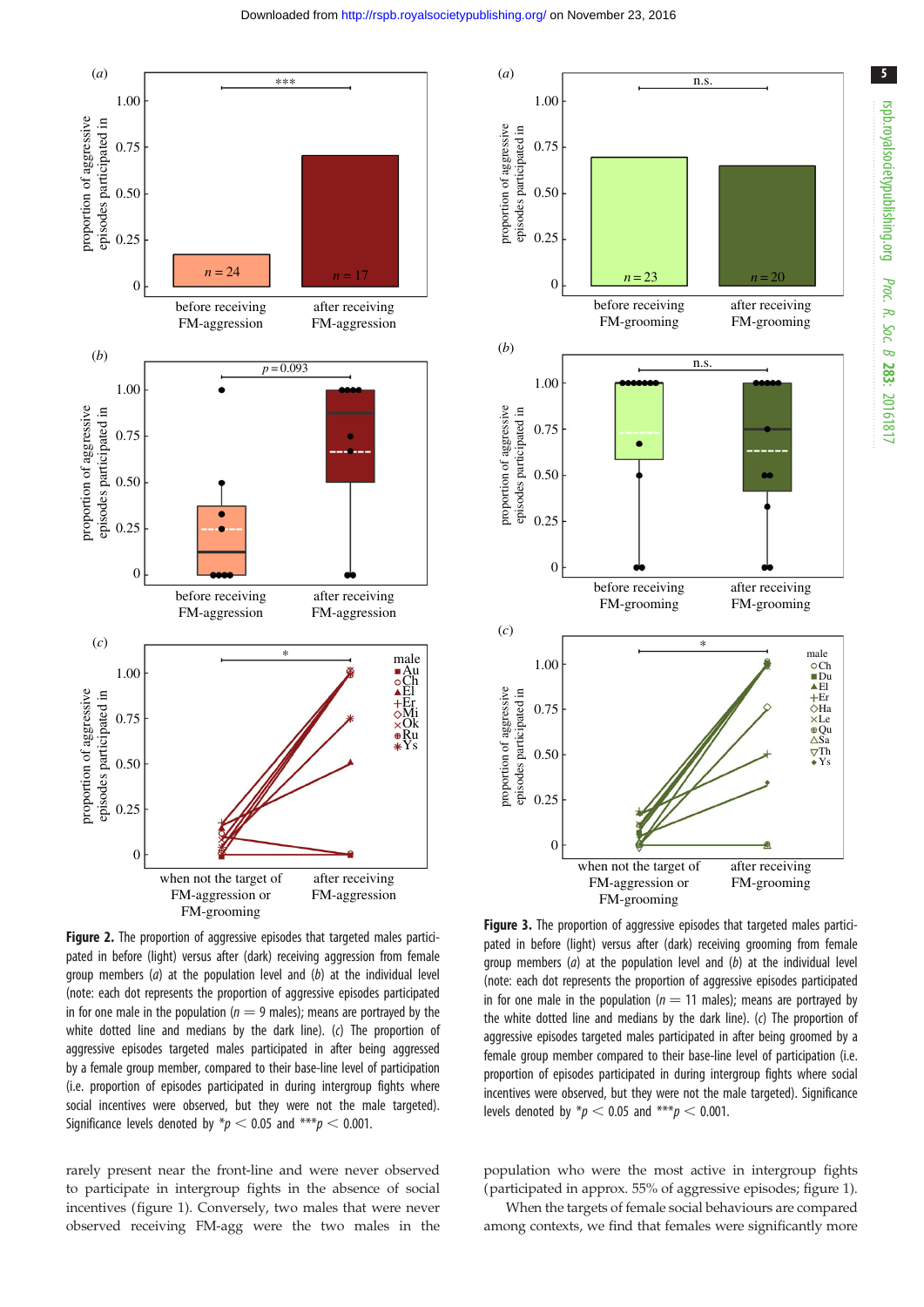**Figure 2.** The proportion of aggressive episodes that targeted males participated in before (light) versus after (dark) receiving aggression from female group members (*a*) at the population level and (*b*) at the individual level (note: each dot represents the proportion of aggressive episodes participated in for one male in the population ($n = 9$ males); means are portrayed by the white dotted line and medians by the dark line). (*c*) The proportion of aggressive episodes targeted males participated in after being aggressed by a female group member, compared to their base-line level of participation (i.e. proportion of episodes participated in during intergroup fights where social incentives were observed, but they were not the male targeted). Significance levels denoted by $^{*}p < 0.05$ and $^{***}p < 0.001$.

**Figure 3.** The proportion of aggressive episodes that targeted males participated in before (light) versus after (dark) receiving grooming from female group members (*a*) at the population level and (*b*) at the individual level (note: each dot represents the proportion of aggressive episodes participated in for one male in the population ($n = 11$ males); means are portrayed by the white dotted line and medians by the dark line). (*c*) The proportion of aggressive episodes targeted males participated in after being groomed by a female group member compared to their base-line level of participation (i.e. proportion of episodes participated in during intergroup fights where social incentives were observed, but they were not the male targeted). Significance levels denoted by $^{*}p < 0.05$ and $^{***}p < 0.001$.

rarely present near the front-line and were never observed to participate in intergroup fights in the absence of social incentives (figure 1). Conversely, two males that were never observed receiving FM-agg were the two males in the population who were the most active in intergroup fights (participated in approx. 55% of aggressive episodes; figure 1).

When the targets of female social behaviours are compared among contexts, we find that females were significantly more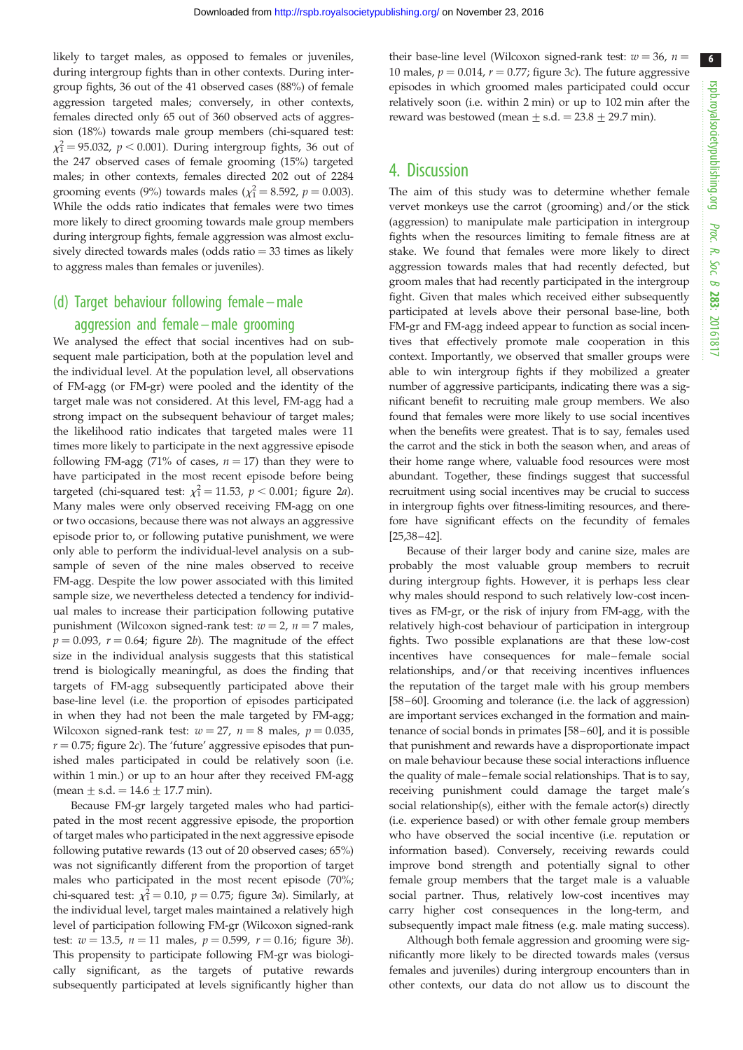likely to target males, as opposed to females or juveniles, during intergroup fights than in other contexts. During intergroup fights, 36 out of the 41 observed cases (88%) of female aggression targeted males; conversely, in other contexts, females directed only 65 out of 360 observed acts of aggression (18%) towards male group members (chi-squared test: $\chi^2_1 = 95.032$, $p < 0.001$). During intergroup fights, 36 out of the 247 observed cases of female grooming (15%) targeted males; in other contexts, females directed 202 out of 2284 grooming events (9%) towards males ($\chi^2_1 = 8.592$, $p = 0.003$). While the odds ratio indicates that females were two times more likely to direct grooming towards male group members during intergroup fights, female aggression was almost exclusively directed towards males (odds ratio = 33 times as likely to aggress males than females or juveniles).

## (d) Target behaviour following female–male aggression and female–male grooming

We analysed the effect that social incentives had on subsequent male participation, both at the population level and the individual level. At the population level, all observations of FM-agg (or FM-gr) were pooled and the identity of the target male was not considered. At this level, FM-agg had a strong impact on the subsequent behaviour of target males; the likelihood ratio indicates that targeted males were 11 times more likely to participate in the next aggressive episode following FM-agg (71% of cases, $n = 17$) than they were to have participated in the most recent episode before being targeted (chi-squared test: $\chi^2_1 = 11.53$, $p < 0.001$; figure 2*a*). Many males were only observed receiving FM-agg on one or two occasions, because there was not always an aggressive episode prior to, or following putative punishment, we were only able to perform the individual-level analysis on a subsample of seven of the nine males observed to receive FM-agg. Despite the low power associated with this limited sample size, we nevertheless detected a tendency for individual males to increase their participation following putative punishment (Wilcoxon signed-rank test: $w = 2$, $n = 7$ males, $p = 0.093$, $r = 0.64$; figure 2*b*). The magnitude of the effect size in the individual analysis suggests that this statistical trend is biologically meaningful, as does the finding that targets of FM-agg subsequently participated above their base-line level (i.e. the proportion of episodes participated in when they had not been the male targeted by FM-agg; Wilcoxon signed-rank test: $w = 27$, $n = 8$ males, $p = 0.035$, $r = 0.75$; figure 2*c*). The 'future' aggressive episodes that punished males participated in could be relatively soon (i.e. within 1 min.) or up to an hour after they received FM-agg (mean ± s.d. = 14.6 ± 17.7 min).

Because FM-gr largely targeted males who had participated in the most recent aggressive episode, the proportion of target males who participated in the next aggressive episode following putative rewards (13 out of 20 observed cases; 65%) was not significantly different from the proportion of target males who participated in the most recent episode (70%; chi-squared test: $\chi^2_1 = 0.10$, $p = 0.75$; figure 3*a*). Similarly, at the individual level, target males maintained a relatively high level of participation following FM-gr (Wilcoxon signed-rank test: $w = 13.5$, $n = 11$ males, $p = 0.599$, $r = 0.16$; figure 3*b*). This propensity to participate following FM-gr was biologically significant, as the targets of putative rewards subsequently participated at levels significantly higher than their base-line level (Wilcoxon signed-rank test: $w = 36$, $n = 10$ males, $p = 0.014$, $r = 0.77$; figure 3*c*). The future aggressive episodes in which groomed males participated could occur relatively soon (i.e. within 2 min) or up to 102 min after the reward was bestowed (mean ± s.d. = 23.8 ± 29.7 min).

# 4. Discussion

The aim of this study was to determine whether female vervet monkeys use the carrot (grooming) and/or the stick (aggression) to manipulate male participation in intergroup fights when the resources limiting to female fitness are at stake. We found that females were more likely to direct aggression towards males that had recently defected, but groom males that had recently participated in the intergroup fight. Given that males which received either subsequently participated at levels above their personal base-line, both FM-gr and FM-agg indeed appear to function as social incentives that effectively promote male cooperation in this context. Importantly, we observed that smaller groups were able to win intergroup fights if they mobilized a greater number of aggressive participants, indicating there was a significant benefit to recruiting male group members. We also found that females were more likely to use social incentives when the benefits were greatest. That is to say, females used the carrot and the stick in both the season when, and areas of their home range where, valuable food resources were most abundant. Together, these findings suggest that successful recruitment using social incentives may be crucial to success in intergroup fights over fitness-limiting resources, and therefore have significant effects on the fecundity of females [25,38–42].

Because of their larger body and canine size, males are probably the most valuable group members to recruit during intergroup fights. However, it is perhaps less clear why males should respond to such relatively low-cost incentives as FM-gr, or the risk of injury from FM-agg, with the relatively high-cost behaviour of participation in intergroup fights. Two possible explanations are that these low-cost incentives have consequences for male–female social relationships, and/or that receiving incentives influences the reputation of the target male with his group members [58–60]. Grooming and tolerance (i.e. the lack of aggression) are important services exchanged in the formation and maintenance of social bonds in primates [58–60], and it is possible that punishment and rewards have a disproportionate impact on male behaviour because these social interactions influence the quality of male–female social relationships. That is to say, receiving punishment could damage the target male's social relationship(s), either with the female actor(s) directly (i.e. experience based) or with other female group members who have observed the social incentive (i.e. reputation or information based). Conversely, receiving rewards could improve bond strength and potentially signal to other female group members that the target male is a valuable social partner. Thus, relatively low-cost incentives may carry higher cost consequences in the long-term, and subsequently impact male fitness (e.g. male mating success).

Although both female aggression and grooming were significantly more likely to be directed towards males (versus females and juveniles) during intergroup encounters than in other contexts, our data do not allow us to discount the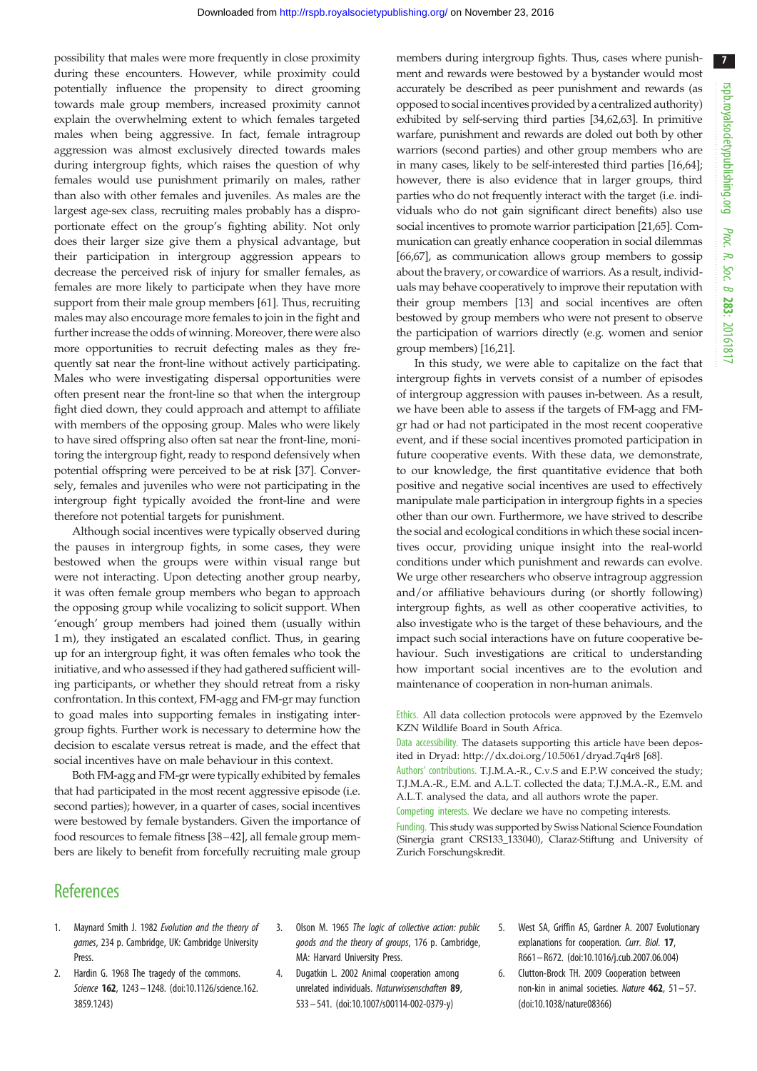possibility that males were more frequently in close proximity during these encounters. However, while proximity could potentially influence the propensity to direct grooming towards male group members, increased proximity cannot explain the overwhelming extent to which females targeted males when being aggressive. In fact, female intragroup aggression was almost exclusively directed towards males during intergroup fights, which raises the question of why females would use punishment primarily on males, rather than also with other females and juveniles. As males are the largest age-sex class, recruiting males probably has a disproportionate effect on the group's fighting ability. Not only does their larger size give them a physical advantage, but their participation in intergroup aggression appears to decrease the perceived risk of injury for smaller females, as females are more likely to participate when they have more support from their male group members [61]. Thus, recruiting males may also encourage more females to join in the fight and further increase the odds of winning. Moreover, there were also more opportunities to recruit defecting males as they frequently sat near the front-line without actively participating. Males who were investigating dispersal opportunities were often present near the front-line so that when the intergroup fight died down, they could approach and attempt to affiliate with members of the opposing group. Males who were likely to have sired offspring also often sat near the front-line, monitoring the intergroup fight, ready to respond defensively when potential offspring were perceived to be at risk [37]. Conversely, females and juveniles who were not participating in the intergroup fight typically avoided the front-line and were therefore not potential targets for punishment.

Although social incentives were typically observed during the pauses in intergroup fights, in some cases, they were bestowed when the groups were within visual range but were not interacting. Upon detecting another group nearby, it was often female group members who began to approach the opposing group while vocalizing to solicit support. When 'enough' group members had joined them (usually within 1 m), they instigated an escalated conflict. Thus, in gearing up for an intergroup fight, it was often females who took the initiative, and who assessed if they had gathered sufficient willing participants, or whether they should retreat from a risky confrontation. In this context, FM-agg and FM-gr may function to goad males into supporting females in instigating intergroup fights. Further work is necessary to determine how the decision to escalate versus retreat is made, and the effect that social incentives have on male behaviour in this context.

Both FM-agg and FM-gr were typically exhibited by females that had participated in the most recent aggressive episode (i.e. second parties); however, in a quarter of cases, social incentives were bestowed by female bystanders. Given the importance of food resources to female fitness [38–42], all female group members are likely to benefit from forcefully recruiting male group members during intergroup fights. Thus, cases where punishment and rewards were bestowed by a bystander would most accurately be described as peer punishment and rewards (as opposed to social incentives provided by a centralized authority) exhibited by self-serving third parties [34,62,63]. In primitive warfare, punishment and rewards are doled out both by other warriors (second parties) and other group members who are in many cases, likely to be self-interested third parties [16,64]; however, there is also evidence that in larger groups, third parties who do not frequently interact with the target (i.e. individuals who do not gain significant direct benefits) also use social incentives to promote warrior participation [21,65]. Communication can greatly enhance cooperation in social dilemmas [66,67], as communication allows group members to gossip about the bravery, or cowardice of warriors. As a result, individuals may behave cooperatively to improve their reputation with their group members [13] and social incentives are often bestowed by group members who were not present to observe the participation of warriors directly (e.g. women and senior group members) [16,21].

In this study, we were able to capitalize on the fact that intergroup fights in vervets consist of a number of episodes of intergroup aggression with pauses in-between. As a result, we have been able to assess if the targets of FM-agg and FM-gr had or had not participated in the most recent cooperative event, and if these social incentives promoted participation in future cooperative events. With these data, we demonstrate, to our knowledge, the first quantitative evidence that both positive and negative social incentives are used to effectively manipulate male participation in intergroup fights in a species other than our own. Furthermore, we have strived to describe the social and ecological conditions in which these social incentives occur, providing unique insight into the real-world conditions under which punishment and rewards can evolve. We urge other researchers who observe intragroup aggression and/or affiliative behaviours during (or shortly following) intergroup fights, as well as other cooperative activities, to also investigate who is the target of these behaviours, and the impact such social interactions have on future cooperative behaviour. Such investigations are critical to understanding how important social incentives are to the evolution and maintenance of cooperation in non-human animals.

Ethics. All data collection protocols were approved by the Ezemvelo KZN Wildlife Board in South Africa.

Data accessibility. The datasets supporting this article have been deposited in Dryad: http://dx.doi.org/10.5061/dryad.7q4r8 [68].

Authors' contributions. T.J.M.A.-R., C.v.S and E.P.W conceived the study; T.J.M.A.-R., E.M. and A.L.T. collected the data; T.J.M.A.-R., E.M. and A.L.T. analysed the data, and all authors wrote the paper.

Competing interests. We declare we have no competing interests.

Funding. This study was supported by Swiss National Science Foundation (Sinergia grant CRS133_133040), Claraz-Stiftung and University of Zurich Forschungskredit.

## References

1. Maynard Smith J. 1982 *Evolution and the theory of games*, 234 p. Cambridge, UK: Cambridge University Press.
2. Hardin G. 1968 The tragedy of the commons. *Science* **162**, 1243–1248. (doi:10.1126/science.162.3859.1243)
3. Olson M. 1965 *The logic of collective action: public goods and the theory of groups*, 176 p. Cambridge, MA: Harvard University Press.
4. Dugatkin L. 2002 Animal cooperation among unrelated individuals. *Naturwissenschaften* **89**, 533–541. (doi:10.1007/s00114-002-0379-y)
5. West SA, Griffin AS, Gardner A. 2007 Evolutionary explanations for cooperation. *Curr. Biol.* **17**, R661–R672. (doi:10.1016/j.cub.2007.06.004)
6. Clutton-Brock TH. 2009 Cooperation between non-kin in animal societies. *Nature* **462**, 51–57. (doi:10.1038/nature08366)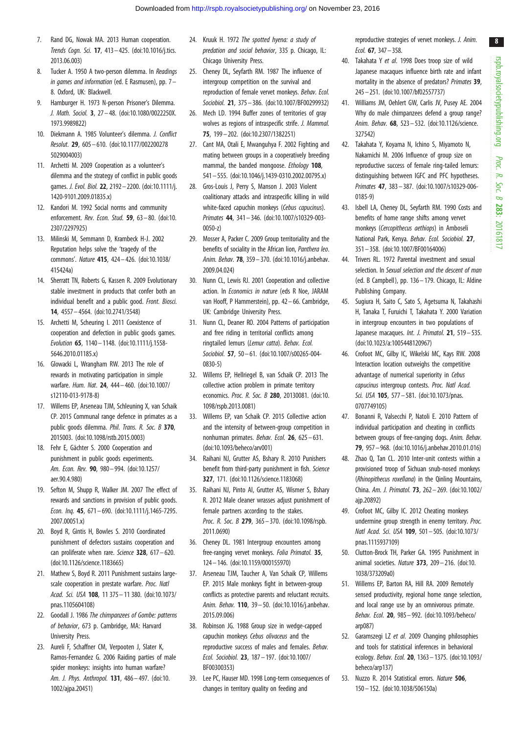7. Rand DG, Nowak MA. 2013 Human cooperation. *Trends Cogn. Sci.* **17**, 413–425. (doi:10.1016/j.tics.2013.06.003)
8. Tucker A. 1950 A two-person dilemma. In *Readings in games and information* (ed. E Rasmusen), pp. 7–8. Oxford, UK: Blackwell.
9. Hamburger H. 1973 N-person Prisoner's Dilemma. *J. Math. Sociol.* **3**, 27–48. (doi:10.1080/0022250X.1973.9989822)
10. Diekmann A. 1985 Volunteer's dilemma. *J. Conflict Resolut.* **29**, 605–610. (doi:10.1177/0022002785029004003)
11. Archetti M. 2009 Cooperation as a volunteer's dilemma and the strategy of conflict in public goods games. *J. Evol. Biol.* **22**, 2192–2200. (doi:10.1111/j.1420-9101.2009.01835.x)
12. Kandori M. 1992 Social norms and community enforcement. *Rev. Econ. Stud.* **59**, 63–80. (doi:10.2307/2297925)
13. Milinski M, Semmann D, Krambeck H-J. 2002 Reputation helps solve the 'tragedy of the commons'. *Nature* **415**, 424–426. (doi:10.1038/415424a)
14. Sherratt TN, Roberts G, Kassen R. 2009 Evolutionary stable investment in products that confer both an individual benefit and a public good. *Front. Biosci.* **14**, 4557–4564. (doi:10.2741/3548)
15. Archetti M, Scheuring I. 2011 Coexistence of cooperation and defection in public goods games. *Evolution* **65**, 1140–1148. (doi:10.1111/j.1558-5646.2010.01185.x)
16. Glowacki L, Wrangham RW. 2013 The role of rewards in motivating participation in simple warfare. *Hum. Nat.* **24**, 444–460. (doi:10.1007/s12110-013-9178-8)
17. Willems EP, Arseneau TJM, Schleuning X, van Schaik CP. 2015 Communal range defence in primates as a public goods dilemma. *Phil. Trans. R. Soc. B* **370**, 2015003. (doi:10.1098/rstb.2015.0003)
18. Fehr E, Gächter S. 2000 Cooperation and punishment in public goods experiments. *Am. Econ. Rev.* **90**, 980–994. (doi:10.1257/aer.90.4.980)
19. Sefton M, Shupp R, Walker JM. 2007 The effect of rewards and sanctions in provision of public goods. *Econ. Inq.* **45**, 671–690. (doi:10.1111/j.1465-7295.2007.00051.x)
20. Boyd R, Gintis H, Bowles S. 2010 Coordinated punishment of defectors sustains cooperation and can proliferate when rare. *Science* **328**, 617–620. (doi:10.1126/science.1183665)
21. Mathew S, Boyd R. 2011 Punishment sustains large-scale cooperation in prestate warfare. *Proc. Natl Acad. Sci. USA* **108**, 11 375–11 380. (doi:10.1073/pnas.1105604108)
22. Goodall J. 1986 *The chimpanzees of Gombe: patterns of behavior*, 673 p. Cambridge, MA: Harvard University Press.
23. Aureli F, Schaffner CM, Verpooten J, Slater K, Ramos-Fernandez G. 2006 Raiding parties of male spider monkeys: insights into human warfare? *Am. J. Phys. Anthropol.* **131**, 486–497. (doi:10.1002/ajpa.20451)
24. Kruuk H. 1972 *The spotted hyena: a study of predation and social behavior*, 335 p. Chicago, IL: Chicago University Press.
25. Cheney DL, Seyfarth RM. 1987 The influence of intergroup competition on the survival and reproduction of female vervet monkeys. *Behav. Ecol. Sociobiol.* **21**, 375–386. (doi:10.1007/BF00299932)
26. Mech LD. 1994 Buffer zones of territories of gray wolves as regions of intraspecific strife. *J. Mammal.* **75**, 199–202. (doi:10.2307/1382251)
27. Cant MA, Otali E, Mwanguhya F. 2002 Fighting and mating between groups in a cooperatively breeding mammal, the banded mongoose. *Ethology* **108**, 541–555. (doi:10.1046/j.1439-0310.2002.00795.x)
28. Gros-Louis J, Perry S, Manson J. 2003 Violent coalitionary attacks and intraspecific killing in wild white-faced capuchin monkeys (*Cebus capucinus*). *Primates* **44**, 341–346. (doi:10.1007/s10329-003-0050-z)
29. Mosser A, Packer C. 2009 Group territoriality and the benefits of sociality in the African lion, *Panthera leo*. *Anim. Behav.* **78**, 359–370. (doi:10.1016/j.anbehav.2009.04.024)
30. Nunn CL, Lewis RJ. 2001 Cooperation and collective action. In *Economics in nature* (eds R Noe, JARAM van Hooff, P Hammerstein), pp. 42–66. Cambridge, UK: Cambridge University Press.
31. Nunn CL, Deaner RO. 2004 Patterns of participation and free riding in territorial conflicts among ringtailed lemurs (*Lemur catta*). *Behav. Ecol. Sociobiol.* **57**, 50–61. (doi:10.1007/s00265-004-0830-5)
32. Willems EP, Hellriegel B, van Schaik CP. 2013 The collective action problem in primate territory economics. *Proc. R. Soc. B* **280**, 20130081. (doi:10.1098/rspb.2013.0081)
33. Willems EP, van Schaik CP. 2015 Collective action and the intensity of between-group competition in nonhuman primates. *Behav. Ecol.* **26**, 625–631. (doi:10.1093/beheco/arv001)
34. Raihani NJ, Grutter AS, Bshary R. 2010 Punishers benefit from third-party punishment in fish. *Science* **327**, 171. (doi:10.1126/science.1183068)
35. Raihani NJ, Pinto AI, Grutter AS, Wismer S, Bshary R. 2012 Male cleaner wrasses adjust punishment of female partners according to the stakes. *Proc. R. Soc. B* **279**, 365–370. (doi:10.1098/rspb.2011.0690)
36. Cheney DL. 1981 Intergroup encounters among free-ranging vervet monkeys. *Folia Primatol.* **35**, 124–146. (doi:10.1159/000155970)
37. Arseneau TJM, Taucher A, Van Schaik CP, Willems EP. 2015 Male monkeys fight in between-group conflicts as protective parents and reluctant recruits. *Anim. Behav.* **110**, 39–50. (doi:10.1016/j.anbehav.2015.09.006)
38. Robinson JG. 1988 Group size in wedge-capped capuchin monkeys *Cebus olivaceus* and the reproductive success of males and females. *Behav. Ecol. Sociobiol.* **23**, 187–197. (doi:10.1007/BF00300353)
39. Lee PC, Hauser MD. 1998 Long-term consequences of changes in territory quality on feeding and reproductive strategies of vervet monkeys. *J. Anim. Ecol.* **67**, 347–358.
40. Takahata Y *et al.* 1998 Does troop size of wild Japanese macaques influence birth rate and infant mortality in the absence of predators? *Primates* **39**, 245–251. (doi:10.1007/bf02557737)
41. Williams JM, Oehlert GW, Carlis JV, Pusey AE. 2004 Why do male chimpanzees defend a group range? *Anim. Behav.* **68**, 523–532. (doi:10.1126/science.327542)
42. Takahata Y, Koyama N, Ichino S, Miyamoto N, Nakamichi M. 2006 Influence of group size on reproductive success of female ring-tailed lemurs: distinguishing between IGFC and PFC hypotheses. *Primates* **47**, 383–387. (doi:10.1007/s10329-006-0185-9)
43. Isbell LA, Cheney DL, Seyfarth RM. 1990 Costs and benefits of home range shifts among vervet monkeys (*Cercopithecus aethiops*) in Amboseli National Park, Kenya. *Behav. Ecol. Sociobiol.* **27**, 351–358. (doi:10.1007/BF00164006)
44. Trivers RL. 1972 Parental investment and sexual selection. In *Sexual selection and the descent of man* (ed. B Campbell), pp. 136–179. Chicago, IL: Aldine Publishing Company.
45. Sugiura H, Saito C, Sato S, Agetsuma N, Takahashi H, Tanaka T, Furuichi T, Takahata Y. 2000 Variation in intergroup encounters in two populations of Japanese macaques. *Int. J. Primatol.* **21**, 519–535. (doi:10.1023/a:1005448120967)
46. Crofoot MC, Gilby IC, Wikelski MC, Kays RW. 2008 Interaction location outweighs the competitive advantage of numerical superiority in *Cebus capucinus* intergroup contests. *Proc. Natl Acad. Sci. USA* **105**, 577–581. (doi:10.1073/pnas.0707749105)
47. Bonanni R, Valsecchi P, Natoli E. 2010 Pattern of individual participation and cheating in conflicts between groups of free-ranging dogs. *Anim. Behav.* **79**, 957–968. (doi:10.1016/j.anbehav.2010.01.016)
48. Zhao Q, Tan CL. 2010 Inter-unit contests within a provisioned troop of Sichuan snub-nosed monkeys (*Rhinopithecus roxellana*) in the Qinling Mountains, China. *Am. J. Primatol.* **73**, 262–269. (doi:10.1002/ajp.20892)
49. Crofoot MC, Gilby IC. 2012 Cheating monkeys undermine group strength in enemy territory. *Proc. Natl Acad. Sci. USA* **109**, 501–505. (doi:10.1073/pnas.1115937109)
50. Clutton-Brock TH, Parker GA. 1995 Punishment in animal societies. *Nature* **373**, 209–216. (doi:10.1038/373209a0)
51. Willems EP, Barton RA, Hill RA. 2009 Remotely sensed productivity, regional home range selection, and local range use by an omnivorous primate. *Behav. Ecol.* **20**, 985–992. (doi:10.1093/beheco/arp087)
52. Garamszegi LZ *et al.* 2009 Changing philosophies and tools for statistical inferences in behavioral ecology. *Behav. Ecol.* **20**, 1363–1375. (doi:10.1093/beheco/arp137)
53. Nuzzo R. 2014 Statistical errors. *Nature* **506**, 150–152. (doi:10.1038/506150a)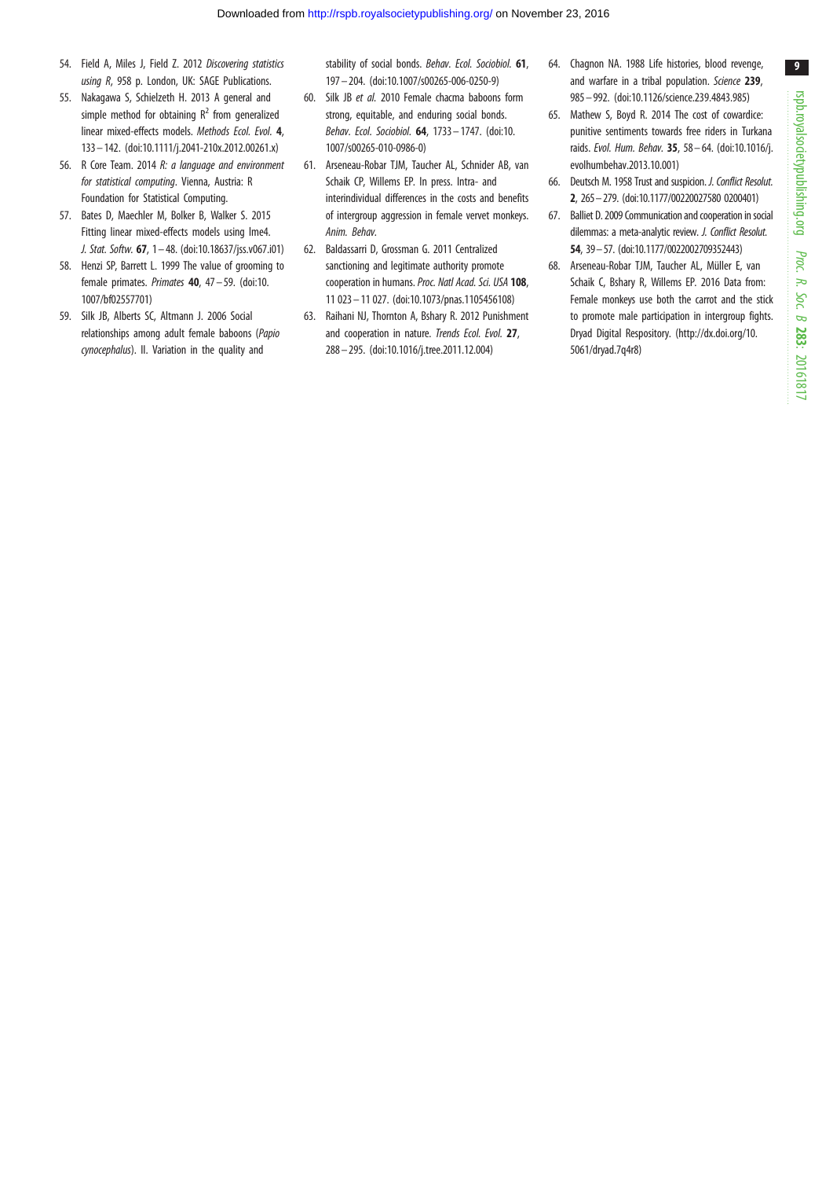54. Field A, Miles J, Field Z. 2012 *Discovering statistics using R*, 958 p. London, UK: SAGE Publications.
55. Nakagawa S, Schielzeth H. 2013 A general and simple method for obtaining $R^2$ from generalized linear mixed-effects models. *Methods Ecol. Evol.* **4**, 133–142. (doi:10.1111/j.2041-210x.2012.00261.x)
56. R Core Team. 2014 *R: a language and environment for statistical computing*. Vienna, Austria: R Foundation for Statistical Computing.
57. Bates D, Maechler M, Bolker B, Walker S. 2015 Fitting linear mixed-effects models using lme4. *J. Stat. Softw.* **67**, 1–48. (doi:10.18637/jss.v067.i01)
58. Henzi SP, Barrett L. 1999 The value of grooming to female primates. *Primates* **40**, 47–59. (doi:10.1007/bf02557701)
59. Silk JB, Alberts SC, Altmann J. 2006 Social relationships among adult female baboons (*Papio cynocephalus*). II. Variation in the quality and stability of social bonds. *Behav. Ecol. Sociobiol.* **61**, 197–204. (doi:10.1007/s00265-006-0250-9)
60. Silk JB *et al.* 2010 Female chacma baboons form strong, equitable, and enduring social bonds. *Behav. Ecol. Sociobiol.* **64**, 1733–1747. (doi:10.1007/s00265-010-0986-0)
61. Arseneau-Robar TJM, Taucher AL, Schnider AB, van Schaik CP, Willems EP. In press. Intra- and interindividual differences in the costs and benefits of intergroup aggression in female vervet monkeys. *Anim. Behav.*
62. Baldassarri D, Grossman G. 2011 Centralized sanctioning and legitimate authority promote cooperation in humans. *Proc. Natl Acad. Sci. USA* **108**, 11 023–11 027. (doi:10.1073/pnas.1105456108)
63. Raihani NJ, Thornton A, Bshary R. 2012 Punishment and cooperation in nature. *Trends Ecol. Evol.* **27**, 288–295. (doi:10.1016/j.tree.2011.12.004)
64. Chagnon NA. 1988 Life histories, blood revenge, and warfare in a tribal population. *Science* **239**, 985–992. (doi:10.1126/science.239.4843.985)
65. Mathew S, Boyd R. 2014 The cost of cowardice: punitive sentiments towards free riders in Turkana raids. *Evol. Hum. Behav.* **35**, 58–64. (doi:10.1016/j.evolhumbehav.2013.10.001)
66. Deutsch M. 1958 Trust and suspicion. *J. Conflict Resolut.* **2**, 265–279. (doi:10.1177/00220027580 0200401)
67. Balliet D. 2009 Communication and cooperation in social dilemmas: a meta-analytic review. *J. Conflict Resolut.* **54**, 39–57. (doi:10.1177/0022002709352443)
68. Arseneau-Robar TJM, Taucher AL, Müller E, van Schaik C, Bshary R, Willems EP. 2016 Data from: Female monkeys use both the carrot and the stick to promote male participation in intergroup fights. Dryad Digital Respository. (http://dx.doi.org/10.5061/dryad.7q4r8)